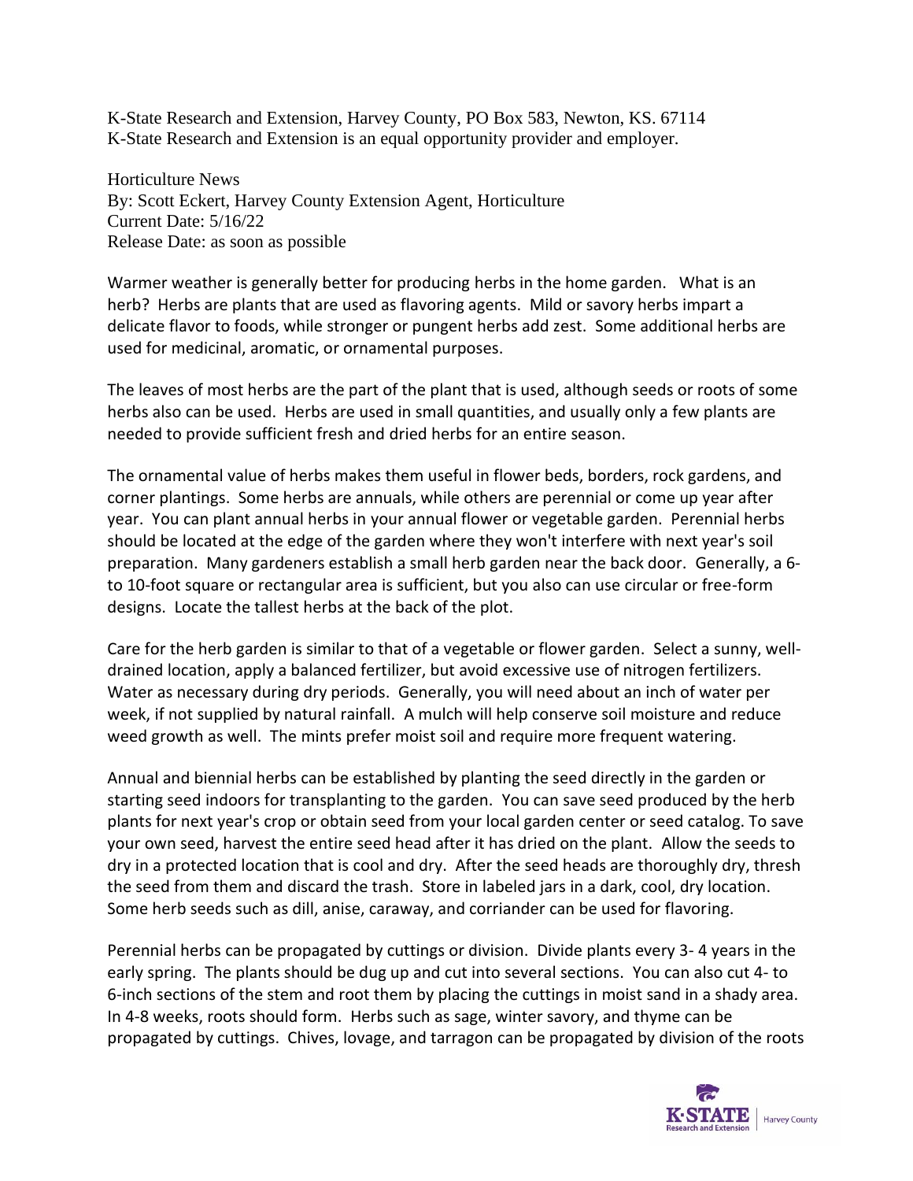K-State Research and Extension, Harvey County, PO Box 583, Newton, KS. 67114
K-State Research and Extension is an equal opportunity provider and employer.

Horticulture News
By: Scott Eckert, Harvey County Extension Agent, Horticulture
Current Date: 5/16/22
Release Date: as soon as possible

Warmer weather is generally better for producing herbs in the home garden. What is an herb? Herbs are plants that are used as flavoring agents. Mild or savory herbs impart a delicate flavor to foods, while stronger or pungent herbs add zest. Some additional herbs are used for medicinal, aromatic, or ornamental purposes.

The leaves of most herbs are the part of the plant that is used, although seeds or roots of some herbs also can be used. Herbs are used in small quantities, and usually only a few plants are needed to provide sufficient fresh and dried herbs for an entire season.

The ornamental value of herbs makes them useful in flower beds, borders, rock gardens, and corner plantings. Some herbs are annuals, while others are perennial or come up year after year. You can plant annual herbs in your annual flower or vegetable garden. Perennial herbs should be located at the edge of the garden where they won't interfere with next year's soil preparation. Many gardeners establish a small herb garden near the back door. Generally, a 6- to 10-foot square or rectangular area is sufficient, but you also can use circular or free-form designs. Locate the tallest herbs at the back of the plot.

Care for the herb garden is similar to that of a vegetable or flower garden. Select a sunny, well-drained location, apply a balanced fertilizer, but avoid excessive use of nitrogen fertilizers. Water as necessary during dry periods. Generally, you will need about an inch of water per week, if not supplied by natural rainfall. A mulch will help conserve soil moisture and reduce weed growth as well. The mints prefer moist soil and require more frequent watering.

Annual and biennial herbs can be established by planting the seed directly in the garden or starting seed indoors for transplanting to the garden. You can save seed produced by the herb plants for next year's crop or obtain seed from your local garden center or seed catalog. To save your own seed, harvest the entire seed head after it has dried on the plant. Allow the seeds to dry in a protected location that is cool and dry. After the seed heads are thoroughly dry, thresh the seed from them and discard the trash. Store in labeled jars in a dark, cool, dry location. Some herb seeds such as dill, anise, caraway, and corriander can be used for flavoring.

Perennial herbs can be propagated by cuttings or division. Divide plants every 3- 4 years in the early spring. The plants should be dug up and cut into several sections. You can also cut 4- to 6-inch sections of the stem and root them by placing the cuttings in moist sand in a shady area. In 4-8 weeks, roots should form. Herbs such as sage, winter savory, and thyme can be propagated by cuttings. Chives, lovage, and tarragon can be propagated by division of the roots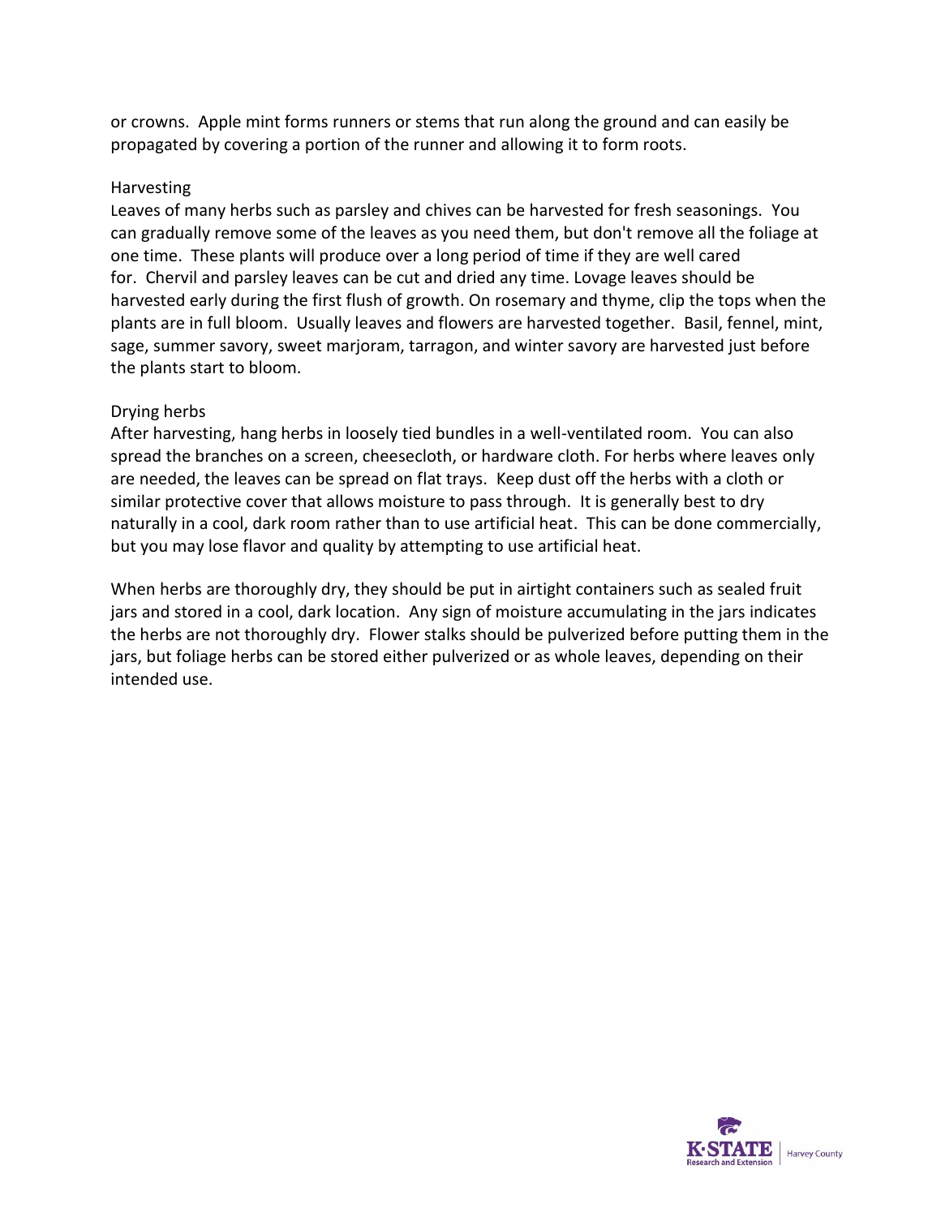or crowns. Apple mint forms runners or stems that run along the ground and can easily be propagated by covering a portion of the runner and allowing it to form roots.

## Harvesting

Leaves of many herbs such as parsley and chives can be harvested for fresh seasonings. You can gradually remove some of the leaves as you need them, but don't remove all the foliage at one time. These plants will produce over a long period of time if they are well cared for. Chervil and parsley leaves can be cut and dried any time. Lovage leaves should be harvested early during the first flush of growth. On rosemary and thyme, clip the tops when the plants are in full bloom. Usually leaves and flowers are harvested together. Basil, fennel, mint, sage, summer savory, sweet marjoram, tarragon, and winter savory are harvested just before the plants start to bloom.

## Drying herbs

After harvesting, hang herbs in loosely tied bundles in a well-ventilated room. You can also spread the branches on a screen, cheesecloth, or hardware cloth. For herbs where leaves only are needed, the leaves can be spread on flat trays. Keep dust off the herbs with a cloth or similar protective cover that allows moisture to pass through. It is generally best to dry naturally in a cool, dark room rather than to use artificial heat. This can be done commercially, but you may lose flavor and quality by attempting to use artificial heat.

When herbs are thoroughly dry, they should be put in airtight containers such as sealed fruit jars and stored in a cool, dark location. Any sign of moisture accumulating in the jars indicates the herbs are not thoroughly dry. Flower stalks should be pulverized before putting them in the jars, but foliage herbs can be stored either pulverized or as whole leaves, depending on their intended use.